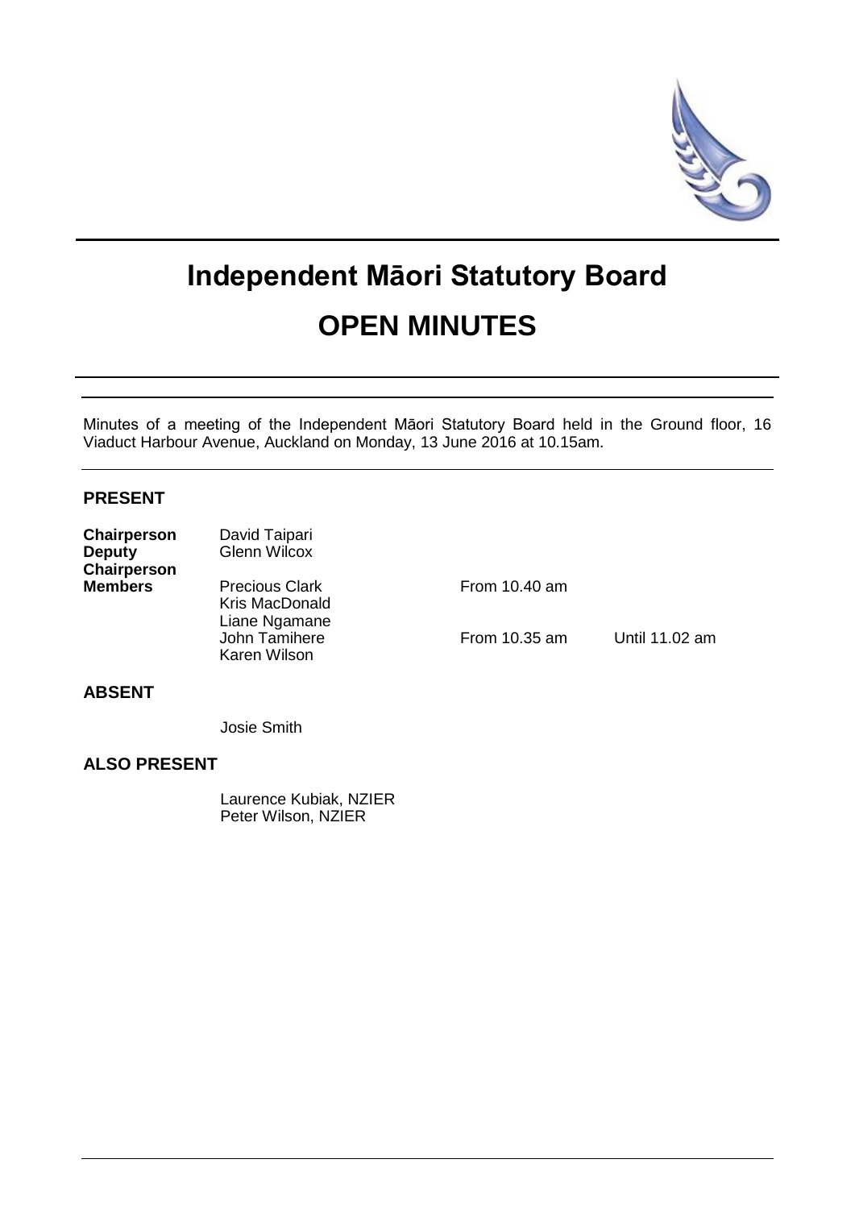# Independent Māori Statutory Board

# OPEN MINUTES

Minutes of a meeting of the Independent Māori Statutory Board held in the Ground floor, 16 Viaduct Harbour Avenue, Auckland on Monday, 13 June 2016 at 10.15am.

## PRESENT

| | | | |
|---|---|---|---|
| **Chairperson** | David Taipari | | |
| **Deputy Chairperson** | Glenn Wilcox | | |
| **Members** | Precious Clark | From 10.40 am | |
| | Kris MacDonald | | |
| | Liane Ngamane | | |
| | John Tamihere | From 10.35 am | Until 11.02 am |
| | Karen Wilson | | |

## ABSENT

Josie Smith

## ALSO PRESENT

Laurence Kubiak, NZIER
Peter Wilson, NZIER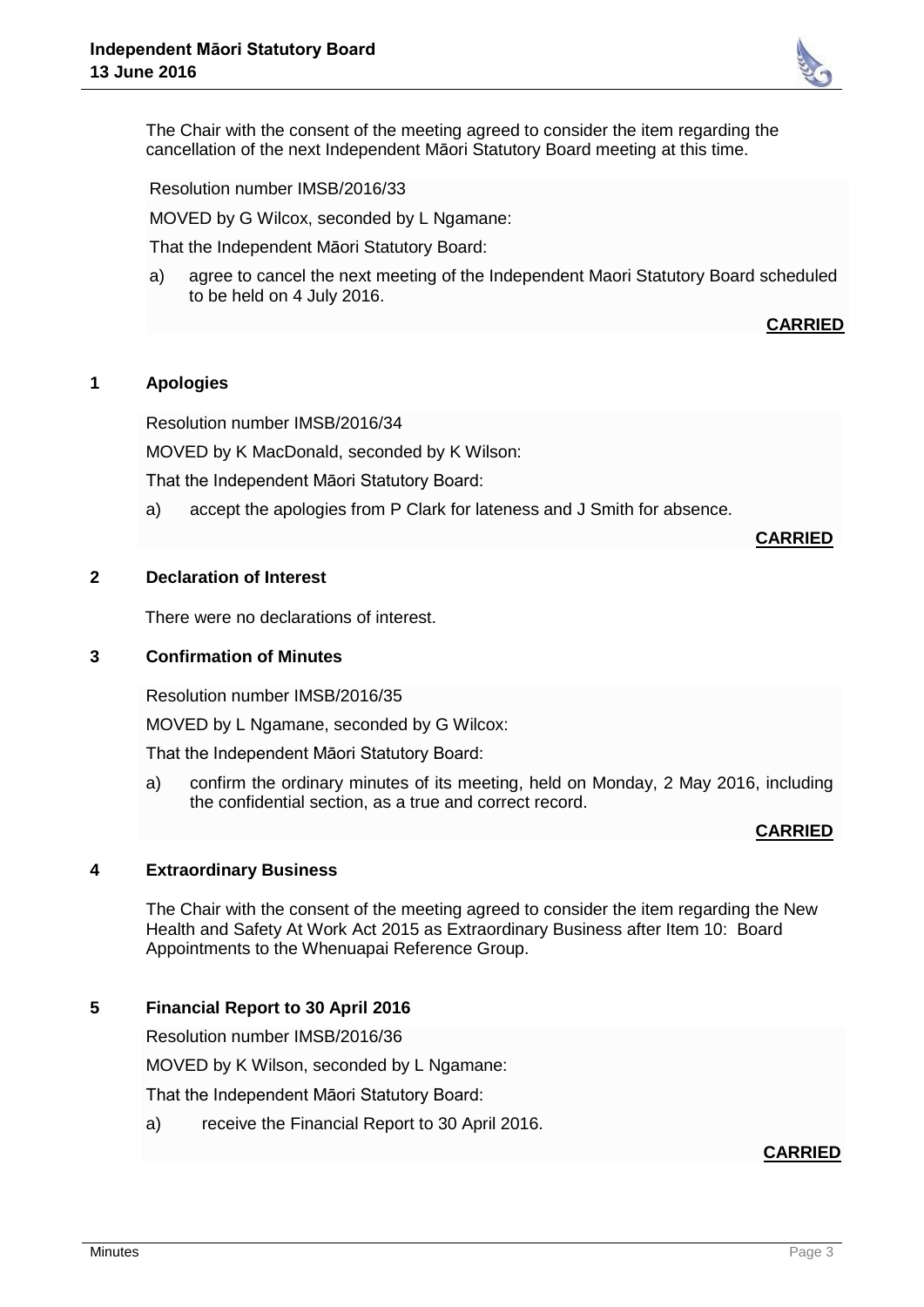The Chair with the consent of the meeting agreed to consider the item regarding the cancellation of the next Independent Māori Statutory Board meeting at this time.

Resolution number IMSB/2016/33

MOVED by G Wilcox, seconded by L Ngamane:

That the Independent Māori Statutory Board:

a) agree to cancel the next meeting of the Independent Maori Statutory Board scheduled to be held on 4 July 2016.

**CARRIED**

## 1 Apologies

Resolution number IMSB/2016/34

MOVED by K MacDonald, seconded by K Wilson:

That the Independent Māori Statutory Board:

a) accept the apologies from P Clark for lateness and J Smith for absence.

**CARRIED**

## 2 Declaration of Interest

There were no declarations of interest.

## 3 Confirmation of Minutes

Resolution number IMSB/2016/35

MOVED by L Ngamane, seconded by G Wilcox:

That the Independent Māori Statutory Board:

a) confirm the ordinary minutes of its meeting, held on Monday, 2 May 2016, including the confidential section, as a true and correct record.

**CARRIED**

## 4 Extraordinary Business

The Chair with the consent of the meeting agreed to consider the item regarding the New Health and Safety At Work Act 2015 as Extraordinary Business after Item 10: Board Appointments to the Whenuapai Reference Group.

## 5 Financial Report to 30 April 2016

Resolution number IMSB/2016/36

MOVED by K Wilson, seconded by L Ngamane:

That the Independent Māori Statutory Board:

a) receive the Financial Report to 30 April 2016.

**CARRIED**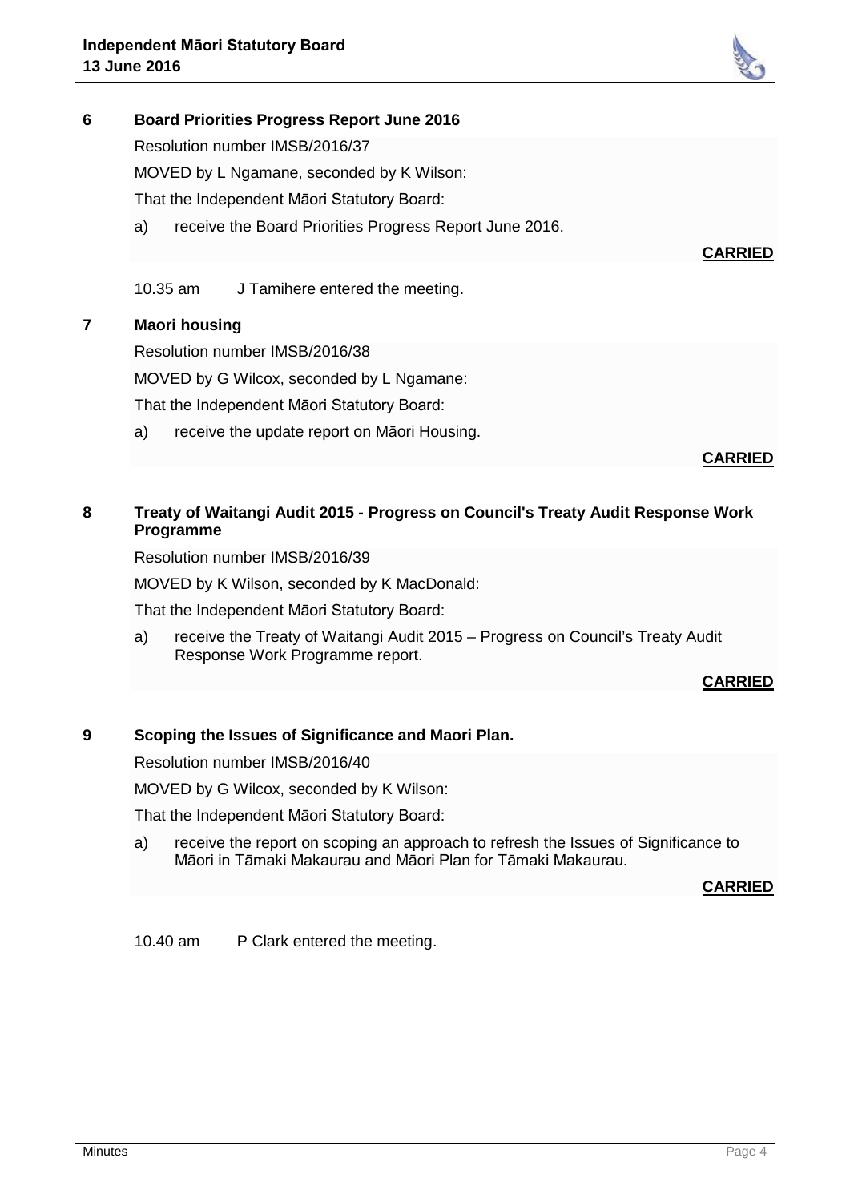## 6 Board Priorities Progress Report June 2016

Resolution number IMSB/2016/37

MOVED by L Ngamane, seconded by K Wilson:

That the Independent Māori Statutory Board:

a) receive the Board Priorities Progress Report June 2016.

**CARRIED**

10.35 am J Tamihere entered the meeting.

## 7 Maori housing

Resolution number IMSB/2016/38

MOVED by G Wilcox, seconded by L Ngamane:

That the Independent Māori Statutory Board:

a) receive the update report on Māori Housing.

**CARRIED**

## 8 Treaty of Waitangi Audit 2015 - Progress on Council's Treaty Audit Response Work Programme

Resolution number IMSB/2016/39

MOVED by K Wilson, seconded by K MacDonald:

That the Independent Māori Statutory Board:

a) receive the Treaty of Waitangi Audit 2015 – Progress on Council's Treaty Audit Response Work Programme report.

**CARRIED**

## 9 Scoping the Issues of Significance and Maori Plan.

Resolution number IMSB/2016/40

MOVED by G Wilcox, seconded by K Wilson:

That the Independent Māori Statutory Board:

a) receive the report on scoping an approach to refresh the Issues of Significance to Māori in Tāmaki Makaurau and Māori Plan for Tāmaki Makaurau.

**CARRIED**

10.40 am P Clark entered the meeting.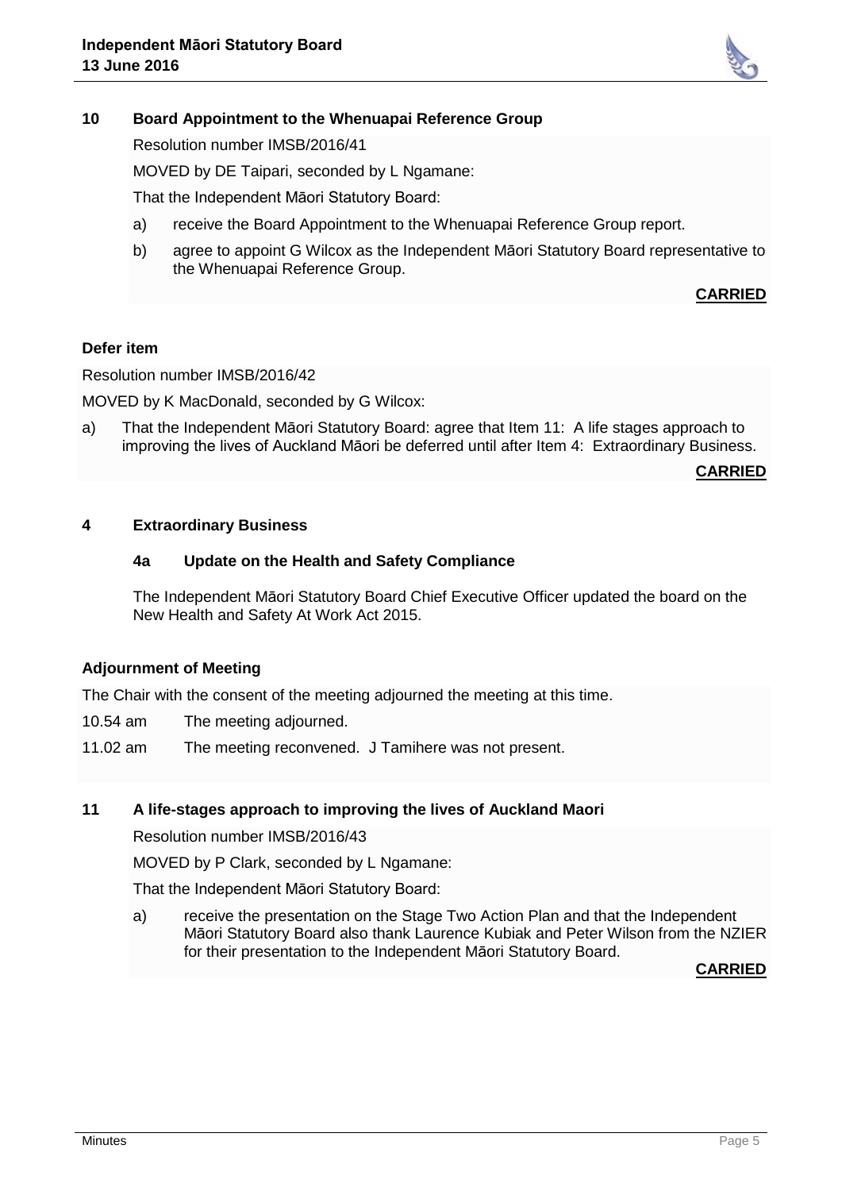## 10 Board Appointment to the Whenuapai Reference Group

Resolution number IMSB/2016/41

MOVED by DE Taipari, seconded by L Ngamane:

That the Independent Māori Statutory Board:

a) receive the Board Appointment to the Whenuapai Reference Group report.

b) agree to appoint G Wilcox as the Independent Māori Statutory Board representative to the Whenuapai Reference Group.

**CARRIED**

### Defer item

Resolution number IMSB/2016/42

MOVED by K MacDonald, seconded by G Wilcox:

a) That the Independent Māori Statutory Board: agree that Item 11: A life stages approach to improving the lives of Auckland Māori be deferred until after Item 4: Extraordinary Business.

**CARRIED**

## 4 Extraordinary Business

### 4a Update on the Health and Safety Compliance

The Independent Māori Statutory Board Chief Executive Officer updated the board on the New Health and Safety At Work Act 2015.

### Adjournment of Meeting

The Chair with the consent of the meeting adjourned the meeting at this time.

10.54 am The meeting adjourned.

11.02 am The meeting reconvened. J Tamihere was not present.

## 11 A life-stages approach to improving the lives of Auckland Maori

Resolution number IMSB/2016/43

MOVED by P Clark, seconded by L Ngamane:

That the Independent Māori Statutory Board:

a) receive the presentation on the Stage Two Action Plan and that the Independent Māori Statutory Board also thank Laurence Kubiak and Peter Wilson from the NZIER for their presentation to the Independent Māori Statutory Board.

**CARRIED**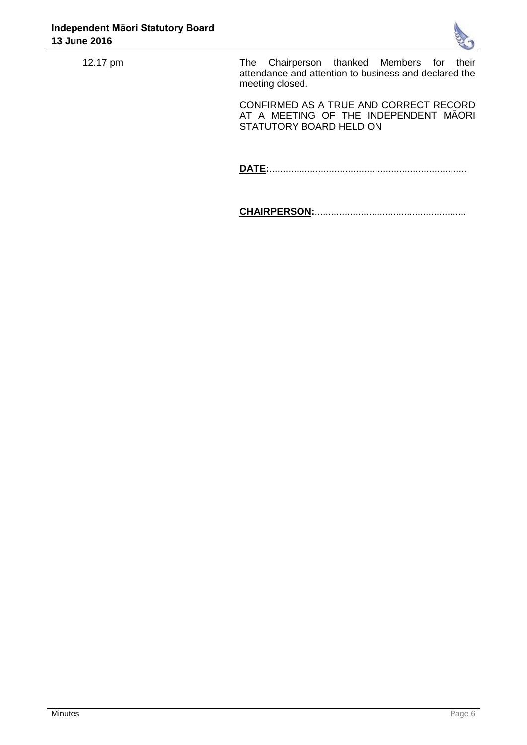| | |
|---|---|
| 12.17 pm | The Chairperson thanked Members for their attendance and attention to business and declared the meeting closed. |

CONFIRMED AS A TRUE AND CORRECT RECORD AT A MEETING OF THE INDEPENDENT MĀORI STATUTORY BOARD HELD ON

**DATE:**.........................................................................

**CHAIRPERSON:**........................................................